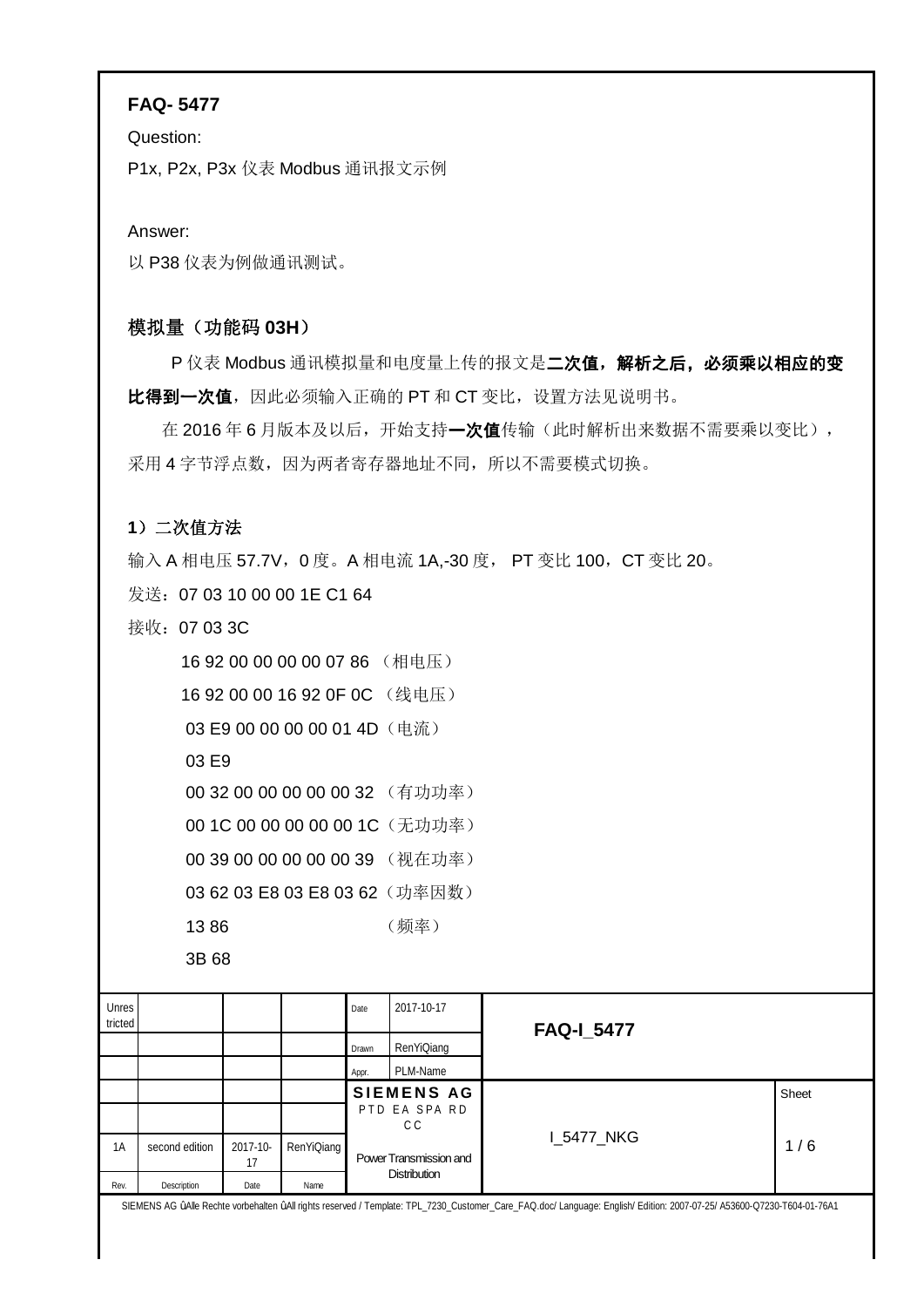**FAQ- 5477**

Question:

P1x, P2x, P3x 仪表 Modbus 通讯报文示例

Answer:

以 P38 仪表为例做通讯测试。

### 模拟量（功能码 03H）

P 仪表 Modbus 通讯模拟量和电度量上传的报文是**二次值，解析之后，必须乘以相应的变比得到一次值**，因此必须输入正确的 PT 和 CT 变比，设置方法见说明书。

在 2016 年 6 月版本及以后，开始支持**一次值**传输（此时解析出来数据不需要乘以变比），采用 4 字节浮点数，因为两者寄存器地址不同，所以不需要模式切换。

**1**）二次值方法

输入 A 相电压 57.7V，0 度。A 相电流 1A,-30 度， PT 变比 100，CT 变比 20。

发送：07 03 10 00 00 1E C1 64

接收：07 03 3C

16 92 00 00 00 00 07 86 （相电压）

16 92 00 00 16 92 0F 0C （线电压）

03 E9 00 00 00 00 01 4D（电流）

03 E9

00 32 00 00 00 00 00 32 （有功功率）

00 1C 00 00 00 00 00 1C（无功功率）

00 39 00 00 00 00 00 39 （视在功率）

03 62 03 E8 03 E8 03 62（功率因数）

13 86 （频率）

3B 68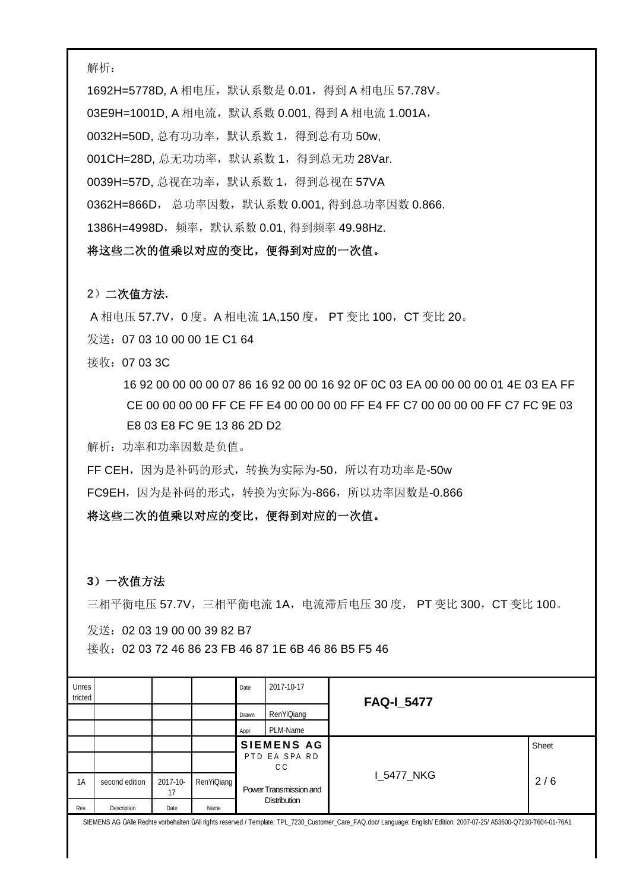解析：

1692H=5778D, A 相电压，默认系数是 0.01，得到 A 相电压 57.78V。

03E9H=1001D, A 相电流，默认系数 0.001, 得到 A 相电流 1.001A，

0032H=50D, 总有功功率，默认系数 1，得到总有功 50w,

001CH=28D, 总无功功率，默认系数 1，得到总无功 28Var.

0039H=57D, 总视在功率，默认系数 1，得到总视在 57VA

0362H=866D， 总功率因数，默认系数 0.001, 得到总功率因数 0.866.

1386H=4998D，频率，默认系数 0.01, 得到频率 49.98Hz.

**将这些二次的值乘以对应的变比，便得到对应的一次值。**

2）**二次值方法.**

A 相电压 57.7V，0 度。A 相电流 1A,150 度， PT 变比 100，CT 变比 20。

发送：07 03 10 00 00 1E C1 64

接收：07 03 3C

16 92 00 00 00 00 07 86 16 92 00 00 16 92 0F 0C 03 EA 00 00 00 00 01 4E 03 EA FF CE 00 00 00 00 FF CE FF E4 00 00 00 00 FF E4 FF C7 00 00 00 00 FF C7 FC 9E 03 E8 03 E8 FC 9E 13 86 2D D2

解析：功率和功率因数是负值。

FF CEH，因为是补码的形式，转换为实际为-50，所以有功功率是-50w

FC9EH，因为是补码的形式，转换为实际为-866，所以功率因数是-0.866

**将这些二次的值乘以对应的变比，便得到对应的一次值。**

**3**）**一次值方法**

三相平衡电压 57.7V，三相平衡电流 1A，电流滞后电压 30 度， PT 变比 300，CT 变比 100。

发送：02 03 19 00 00 39 82 B7

接收：02 03 72 46 86 23 FB 46 87 1E 6B 46 86 B5 F5 46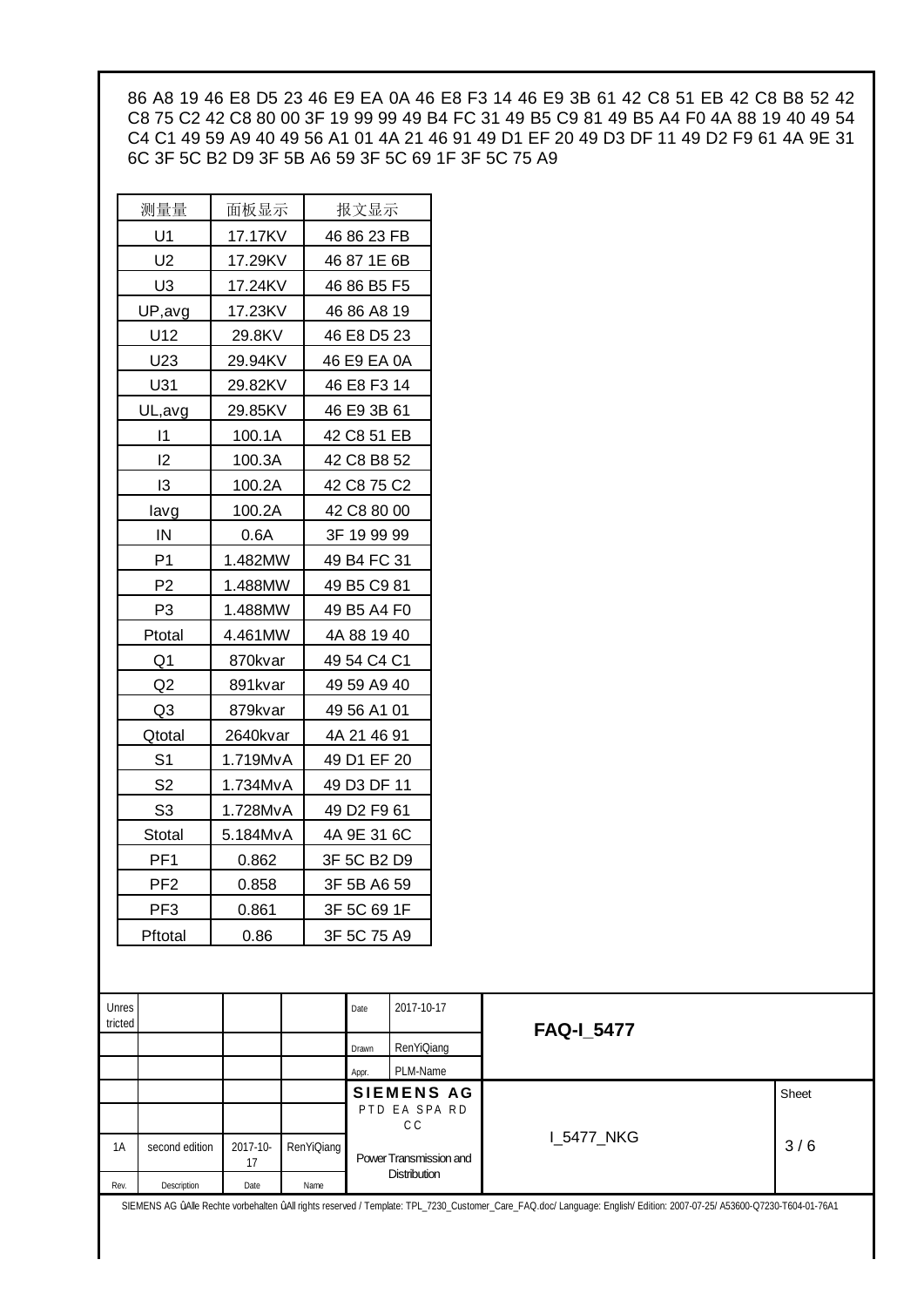86 A8 19 46 E8 D5 23 46 E9 EA 0A 46 E8 F3 14 46 E9 3B 61 42 C8 51 EB 42 C8 B8 52 42 C8 75 C2 42 C8 80 00 3F 19 99 99 49 B4 FC 31 49 B5 C9 81 49 B5 A4 F0 4A 88 19 40 49 54 C4 C1 49 59 A9 40 49 56 A1 01 4A 21 46 91 49 D1 EF 20 49 D3 DF 11 49 D2 F9 61 4A 9E 31 6C 3F 5C B2 D9 3F 5B A6 59 3F 5C 69 1F 3F 5C 75 A9

| 测量量 | 面板显示 | 报文显示 |
|---|---|---|
| U1 | 17.17KV | 46 86 23 FB |
| U2 | 17.29KV | 46 87 1E 6B |
| U3 | 17.24KV | 46 86 B5 F5 |
| UP,avg | 17.23KV | 46 86 A8 19 |
| U12 | 29.8KV | 46 E8 D5 23 |
| U23 | 29.94KV | 46 E9 EA 0A |
| U31 | 29.82KV | 46 E8 F3 14 |
| UL,avg | 29.85KV | 46 E9 3B 61 |
| I1 | 100.1A | 42 C8 51 EB |
| I2 | 100.3A | 42 C8 B8 52 |
| I3 | 100.2A | 42 C8 75 C2 |
| Iavg | 100.2A | 42 C8 80 00 |
| IN | 0.6A | 3F 19 99 99 |
| P1 | 1.482MW | 49 B4 FC 31 |
| P2 | 1.488MW | 49 B5 C9 81 |
| P3 | 1.488MW | 49 B5 A4 F0 |
| Ptotal | 4.461MW | 4A 88 19 40 |
| Q1 | 870kvar | 49 54 C4 C1 |
| Q2 | 891kvar | 49 59 A9 40 |
| Q3 | 879kvar | 49 56 A1 01 |
| Qtotal | 2640kvar | 4A 21 46 91 |
| S1 | 1.719MvA | 49 D1 EF 20 |
| S2 | 1.734MvA | 49 D3 DF 11 |
| S3 | 1.728MvA | 49 D2 F9 61 |
| Stotal | 5.184MvA | 4A 9E 31 6C |
| PF1 | 0.862 | 3F 5C B2 D9 |
| PF2 | 0.858 | 3F 5B A6 59 |
| PF3 | 0.861 | 3F 5C 69 1F |
| Pftotal | 0.86 | 3F 5C 75 A9 |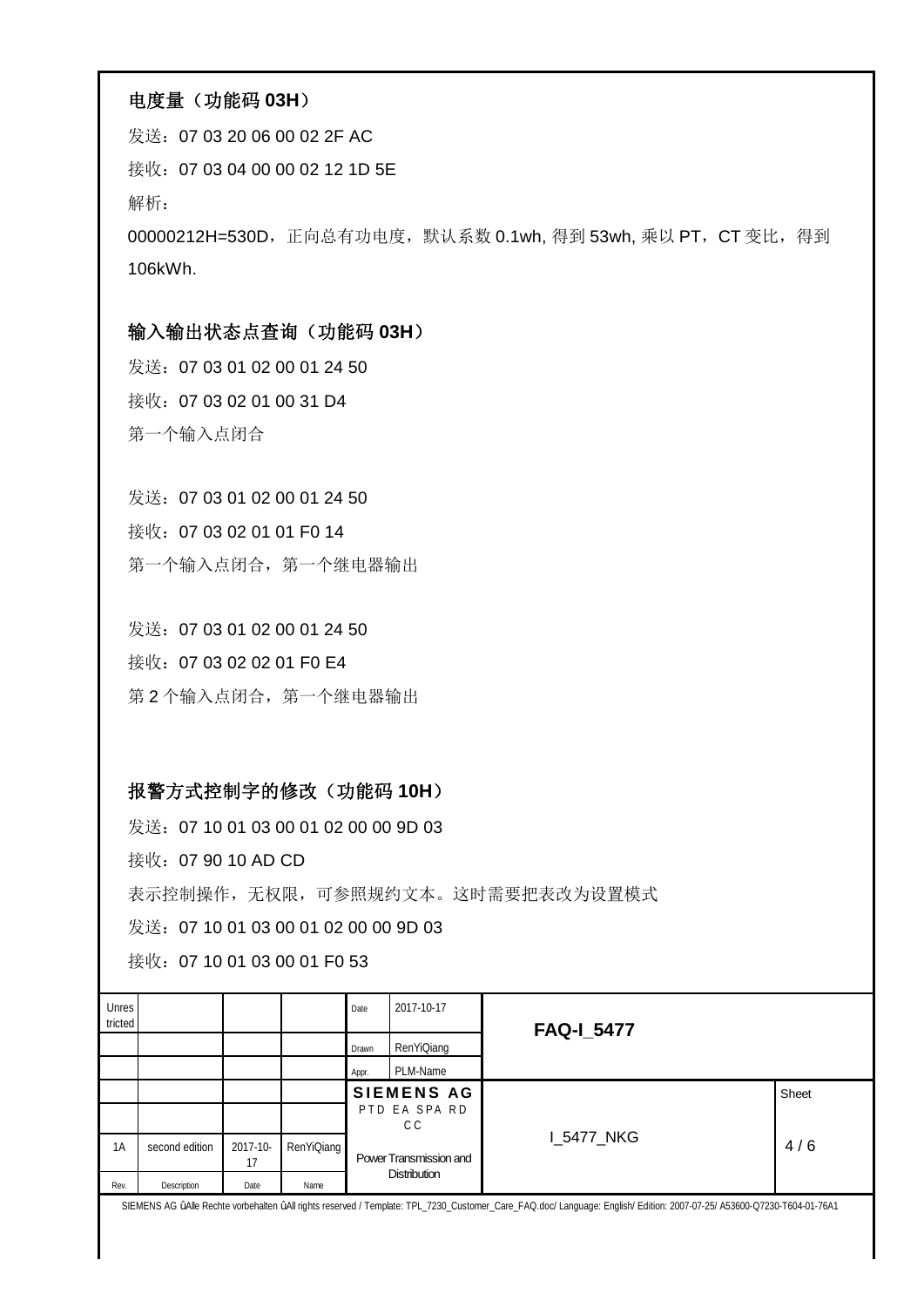**电度量（功能码 03H）**

发送：07 03 20 06 00 02 2F AC

接收：07 03 04 00 00 02 12 1D 5E

解析：

00000212H=530D，正向总有功电度，默认系数 0.1wh, 得到 53wh, 乘以 PT，CT 变比，得到 106kWh.

**输入输出状态点查询（功能码 03H）**

发送：07 03 01 02 00 01 24 50

接收：07 03 02 01 00 31 D4

第一个输入点闭合

发送：07 03 01 02 00 01 24 50

接收：07 03 02 01 01 F0 14

第一个输入点闭合，第一个继电器输出

发送：07 03 01 02 00 01 24 50

接收：07 03 02 02 01 F0 E4

第 2 个输入点闭合，第一个继电器输出

**报警方式控制字的修改（功能码 10H）**

发送：07 10 01 03 00 01 02 00 00 9D 03

接收：07 90 10 AD CD

表示控制操作，无权限，可参照规约文本。这时需要把表改为设置模式

发送：07 10 01 03 00 01 02 00 00 9D 03

接收：07 10 01 03 00 01 F0 53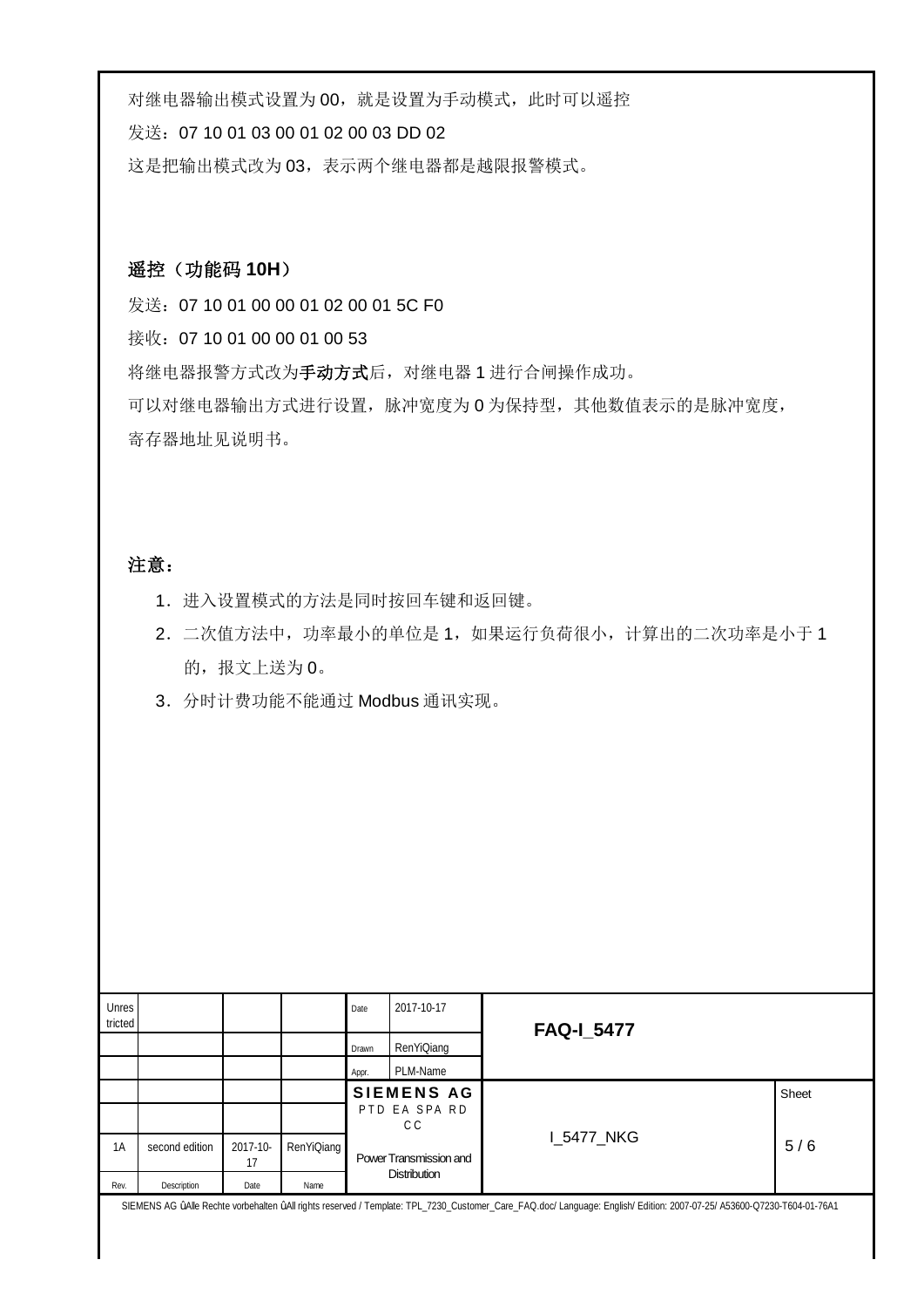对继电器输出模式设置为 00，就是设置为手动模式，此时可以遥控

发送：07 10 01 03 00 01 02 00 03 DD 02

这是把输出模式改为 03，表示两个继电器都是越限报警模式。

### 遥控（功能码 10H）

发送：07 10 01 00 00 01 02 00 01 5C F0

接收：07 10 01 00 00 01 00 53

将继电器报警方式改为**手动方式**后，对继电器 1 进行合闸操作成功。

可以对继电器输出方式进行设置，脉冲宽度为 0 为保持型，其他数值表示的是脉冲宽度，寄存器地址见说明书。

### 注意：

1. 进入设置模式的方法是同时按回车键和返回键。
2. 二次值方法中，功率最小的单位是 1，如果运行负荷很小，计算出的二次功率是小于 1 的，报文上送为 0。
3. 分时计费功能不能通过 Modbus 通讯实现。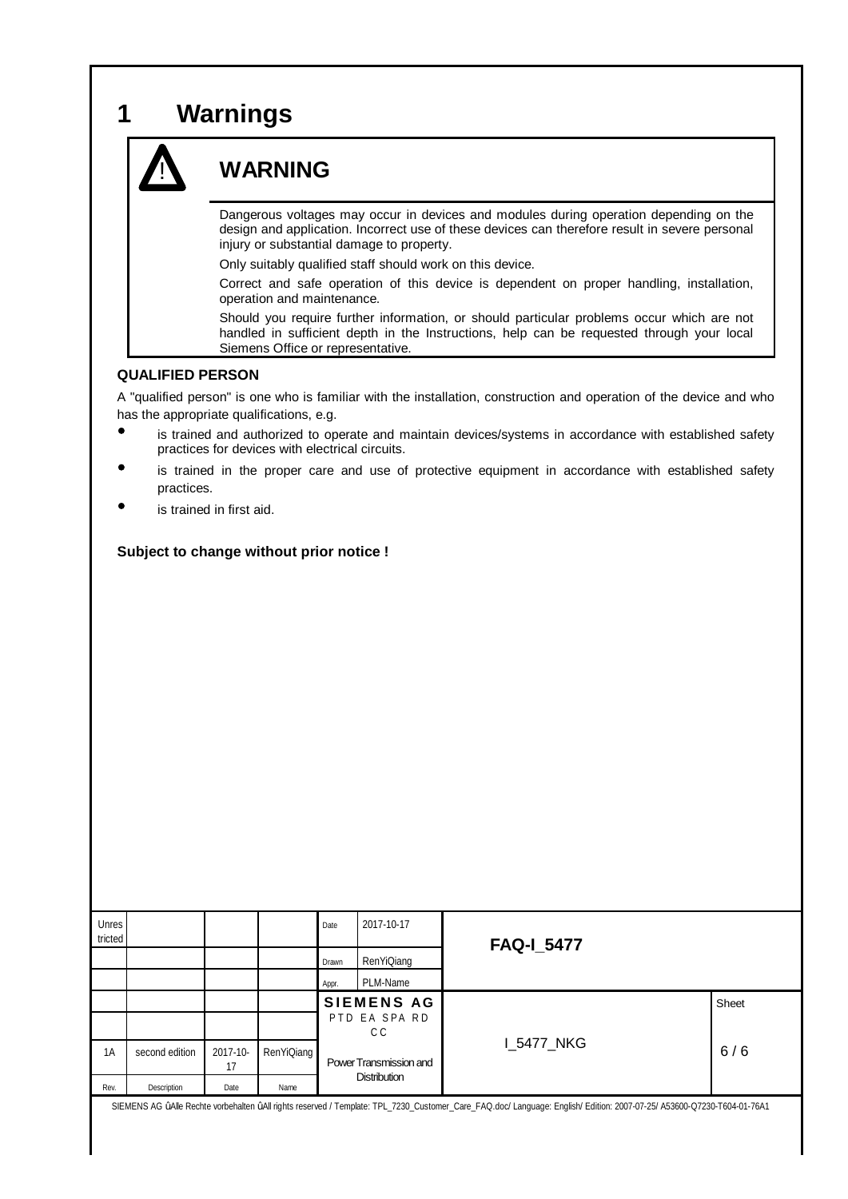# 1 Warnings

## WARNING

Dangerous voltages may occur in devices and modules during operation depending on the design and application. Incorrect use of these devices can therefore result in severe personal injury or substantial damage to property.

Only suitably qualified staff should work on this device.

Correct and safe operation of this device is dependent on proper handling, installation, operation and maintenance.

Should you require further information, or should particular problems occur which are not handled in sufficient depth in the Instructions, help can be requested through your local Siemens Office or representative.

**QUALIFIED PERSON**

A "qualified person" is one who is familiar with the installation, construction and operation of the device and who has the appropriate qualifications, e.g.

- is trained and authorized to operate and maintain devices/systems in accordance with established safety practices for devices with electrical circuits.
- is trained in the proper care and use of protective equipment in accordance with established safety practices.
- is trained in first aid.

**Subject to change without prior notice !**

| | | | | | | | |
|---|---|---|---|---|---|---|---|
| Unrestricted | | | | Date | 2017-10-17 | **FAQ-I_5477** | |
| | | | | Drawn | RenYiQiang | | |
| | | | | Appr. | PLM-Name | | |
| | | | | **SIEMENS AG** PTD EA SPA RD CC | | I_5477_NKG | Sheet |
| | | | | | | | |
| 1A | second edition | 2017-10-17 | RenYiQiang | Power Transmission and Distribution | | | 6 / 6 |
| Rev. | Description | Date | Name | | | | |

SIEMENS AG ûAlle Rechte vorbehalten ûAll rights reserved / Template: TPL_7230_Customer_Care_FAQ.doc/ Language: English/ Edition: 2007-07-25/ A53600-Q7230-T604-01-76A1